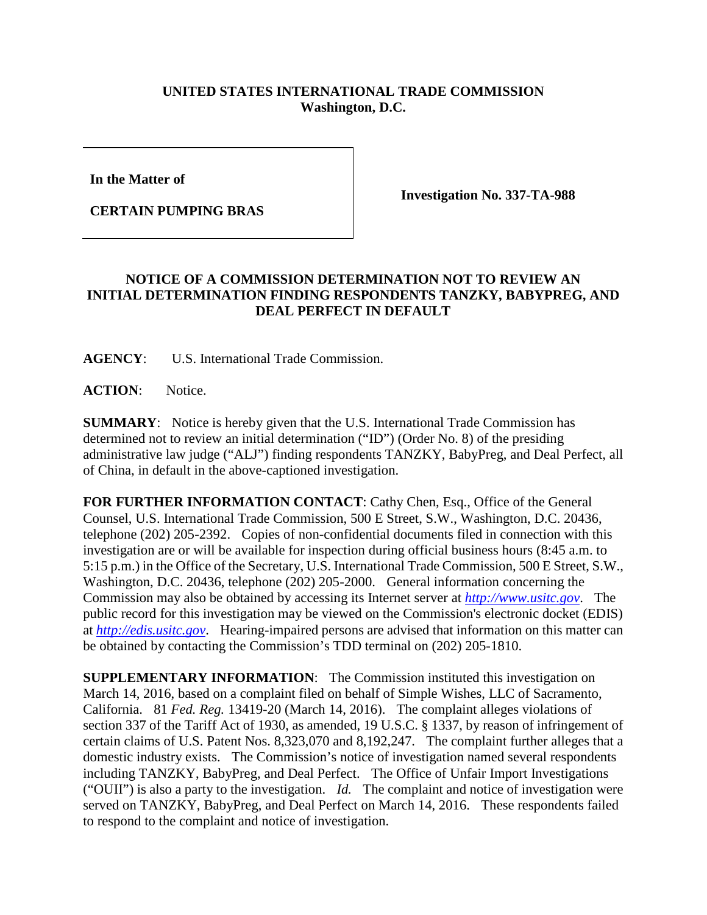**UNITED STATES INTERNATIONAL TRADE COMMISSION**
**Washington, D.C.**

| | |
|---|---|
| **In the Matter of**<br><br>**CERTAIN PUMPING BRAS** | **Investigation No. 337-TA-988** |

## NOTICE OF A COMMISSION DETERMINATION NOT TO REVIEW AN INITIAL DETERMINATION FINDING RESPONDENTS TANZKY, BABYPREG, AND DEAL PERFECT IN DEFAULT

**AGENCY**: U.S. International Trade Commission.

**ACTION**: Notice.

**SUMMARY**: Notice is hereby given that the U.S. International Trade Commission has determined not to review an initial determination ("ID") (Order No. 8) of the presiding administrative law judge ("ALJ") finding respondents TANZKY, BabyPreg, and Deal Perfect, all of China, in default in the above-captioned investigation.

**FOR FURTHER INFORMATION CONTACT**: Cathy Chen, Esq., Office of the General Counsel, U.S. International Trade Commission, 500 E Street, S.W., Washington, D.C. 20436, telephone (202) 205-2392. Copies of non-confidential documents filed in connection with this investigation are or will be available for inspection during official business hours (8:45 a.m. to 5:15 p.m.) in the Office of the Secretary, U.S. International Trade Commission, 500 E Street, S.W., Washington, D.C. 20436, telephone (202) 205-2000. General information concerning the Commission may also be obtained by accessing its Internet server at *http://www.usitc.gov*. The public record for this investigation may be viewed on the Commission's electronic docket (EDIS) at *http://edis.usitc.gov*. Hearing-impaired persons are advised that information on this matter can be obtained by contacting the Commission's TDD terminal on (202) 205-1810.

**SUPPLEMENTARY INFORMATION**: The Commission instituted this investigation on March 14, 2016, based on a complaint filed on behalf of Simple Wishes, LLC of Sacramento, California. 81 *Fed. Reg.* 13419-20 (March 14, 2016). The complaint alleges violations of section 337 of the Tariff Act of 1930, as amended, 19 U.S.C. § 1337, by reason of infringement of certain claims of U.S. Patent Nos. 8,323,070 and 8,192,247. The complaint further alleges that a domestic industry exists. The Commission's notice of investigation named several respondents including TANZKY, BabyPreg, and Deal Perfect. The Office of Unfair Import Investigations ("OUII") is also a party to the investigation. *Id.* The complaint and notice of investigation were served on TANZKY, BabyPreg, and Deal Perfect on March 14, 2016. These respondents failed to respond to the complaint and notice of investigation.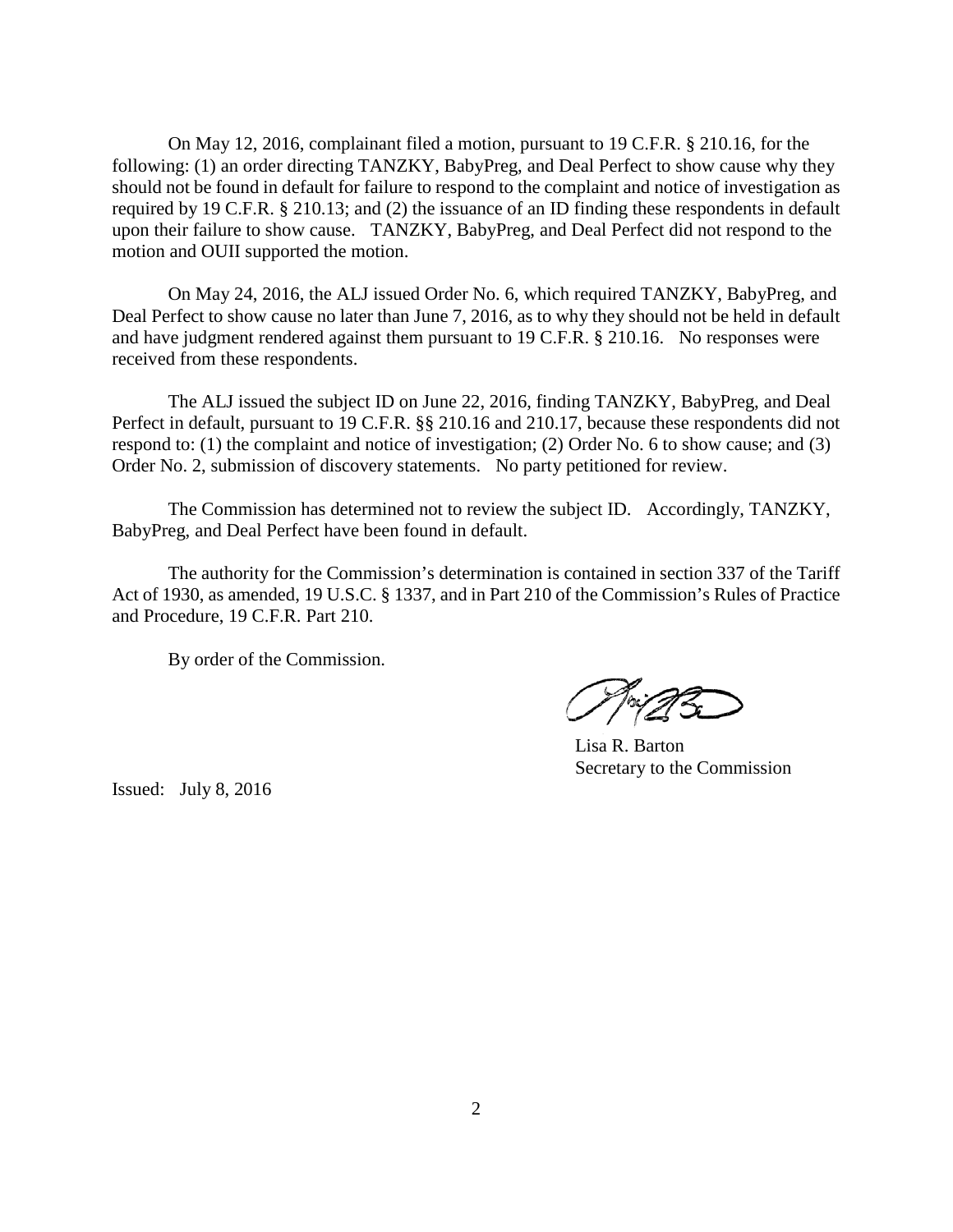On May 12, 2016, complainant filed a motion, pursuant to 19 C.F.R. § 210.16, for the following: (1) an order directing TANZKY, BabyPreg, and Deal Perfect to show cause why they should not be found in default for failure to respond to the complaint and notice of investigation as required by 19 C.F.R. § 210.13; and (2) the issuance of an ID finding these respondents in default upon their failure to show cause. TANZKY, BabyPreg, and Deal Perfect did not respond to the motion and OUII supported the motion.

On May 24, 2016, the ALJ issued Order No. 6, which required TANZKY, BabyPreg, and Deal Perfect to show cause no later than June 7, 2016, as to why they should not be held in default and have judgment rendered against them pursuant to 19 C.F.R. § 210.16. No responses were received from these respondents.

The ALJ issued the subject ID on June 22, 2016, finding TANZKY, BabyPreg, and Deal Perfect in default, pursuant to 19 C.F.R. §§ 210.16 and 210.17, because these respondents did not respond to: (1) the complaint and notice of investigation; (2) Order No. 6 to show cause; and (3) Order No. 2, submission of discovery statements. No party petitioned for review.

The Commission has determined not to review the subject ID. Accordingly, TANZKY, BabyPreg, and Deal Perfect have been found in default.

The authority for the Commission's determination is contained in section 337 of the Tariff Act of 1930, as amended, 19 U.S.C. § 1337, and in Part 210 of the Commission's Rules of Practice and Procedure, 19 C.F.R. Part 210.

By order of the Commission.

Lisa R. Barton
Secretary to the Commission

Issued: July 8, 2016